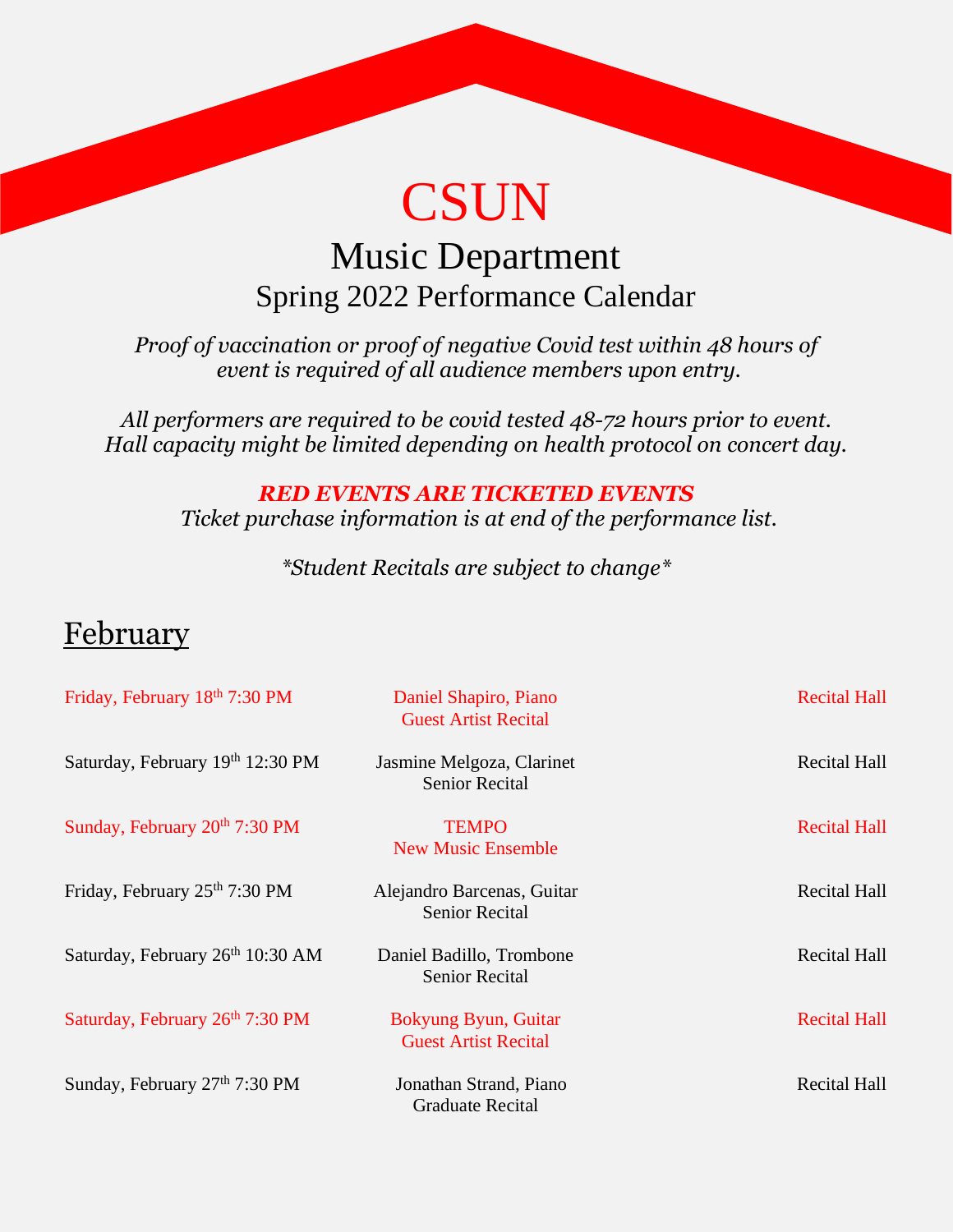# CSUN

## Music Department

### Spring 2022 Performance Calendar

*Proof of vaccination or proof of negative Covid test within 48 hours of event is required of all audience members upon entry.*

*All performers are required to be covid tested 48-72 hours prior to event. Hall capacity might be limited depending on health protocol on concert day.*

***RED EVENTS ARE TICKETED EVENTS***

*Ticket purchase information is at end of the performance list.*

*\*Student Recitals are subject to change\**

## February

| Date | Event | Location |
|---|---|---|
| Friday, February 18th 7:30 PM | Daniel Shapiro, Piano<br>Guest Artist Recital | Recital Hall |
| Saturday, February 19th 12:30 PM | Jasmine Melgoza, Clarinet<br>Senior Recital | Recital Hall |
| Sunday, February 20th 7:30 PM | TEMPO<br>New Music Ensemble | Recital Hall |
| Friday, February 25th 7:30 PM | Alejandro Barcenas, Guitar<br>Senior Recital | Recital Hall |
| Saturday, February 26th 10:30 AM | Daniel Badillo, Trombone<br>Senior Recital | Recital Hall |
| Saturday, February 26th 7:30 PM | Bokyung Byun, Guitar<br>Guest Artist Recital | Recital Hall |
| Sunday, February 27th 7:30 PM | Jonathan Strand, Piano<br>Graduate Recital | Recital Hall |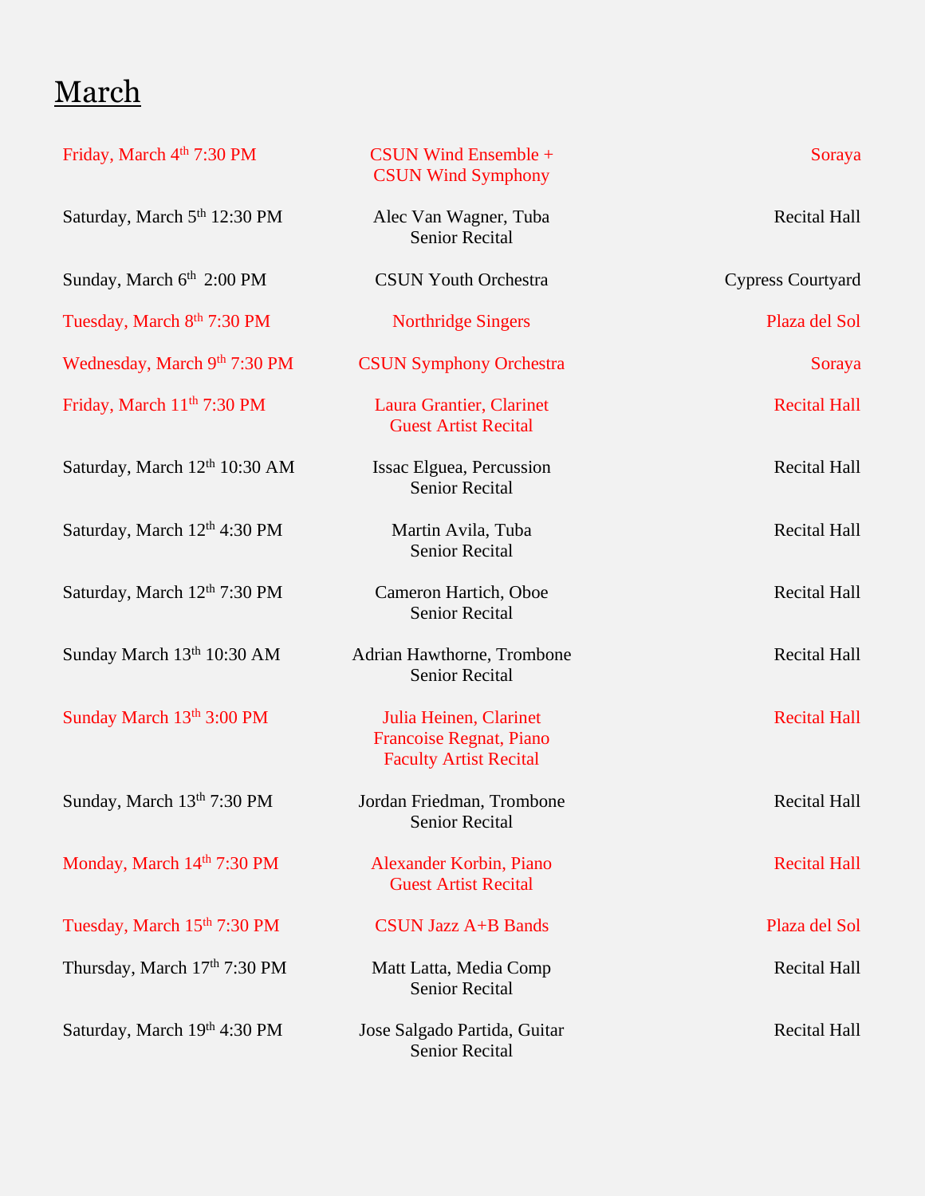# March

| Date | Event | Location |
| --- | --- | --- |
| Friday, March 4th 7:30 PM | CSUN Wind Ensemble + CSUN Wind Symphony | Soraya |
| Saturday, March 5th 12:30 PM | Alec Van Wagner, Tuba Senior Recital | Recital Hall |
| Sunday, March 6th 2:00 PM | CSUN Youth Orchestra | Cypress Courtyard |
| Tuesday, March 8th 7:30 PM | Northridge Singers | Plaza del Sol |
| Wednesday, March 9th 7:30 PM | CSUN Symphony Orchestra | Soraya |
| Friday, March 11th 7:30 PM | Laura Grantier, Clarinet Guest Artist Recital | Recital Hall |
| Saturday, March 12th 10:30 AM | Issac Elguea, Percussion Senior Recital | Recital Hall |
| Saturday, March 12th 4:30 PM | Martin Avila, Tuba Senior Recital | Recital Hall |
| Saturday, March 12th 7:30 PM | Cameron Hartich, Oboe Senior Recital | Recital Hall |
| Sunday March 13th 10:30 AM | Adrian Hawthorne, Trombone Senior Recital | Recital Hall |
| Sunday March 13th 3:00 PM | Julia Heinen, Clarinet Francoise Regnat, Piano Faculty Artist Recital | Recital Hall |
| Sunday, March 13th 7:30 PM | Jordan Friedman, Trombone Senior Recital | Recital Hall |
| Monday, March 14th 7:30 PM | Alexander Korbin, Piano Guest Artist Recital | Recital Hall |
| Tuesday, March 15th 7:30 PM | CSUN Jazz A+B Bands | Plaza del Sol |
| Thursday, March 17th 7:30 PM | Matt Latta, Media Comp Senior Recital | Recital Hall |
| Saturday, March 19th 4:30 PM | Jose Salgado Partida, Guitar Senior Recital | Recital Hall |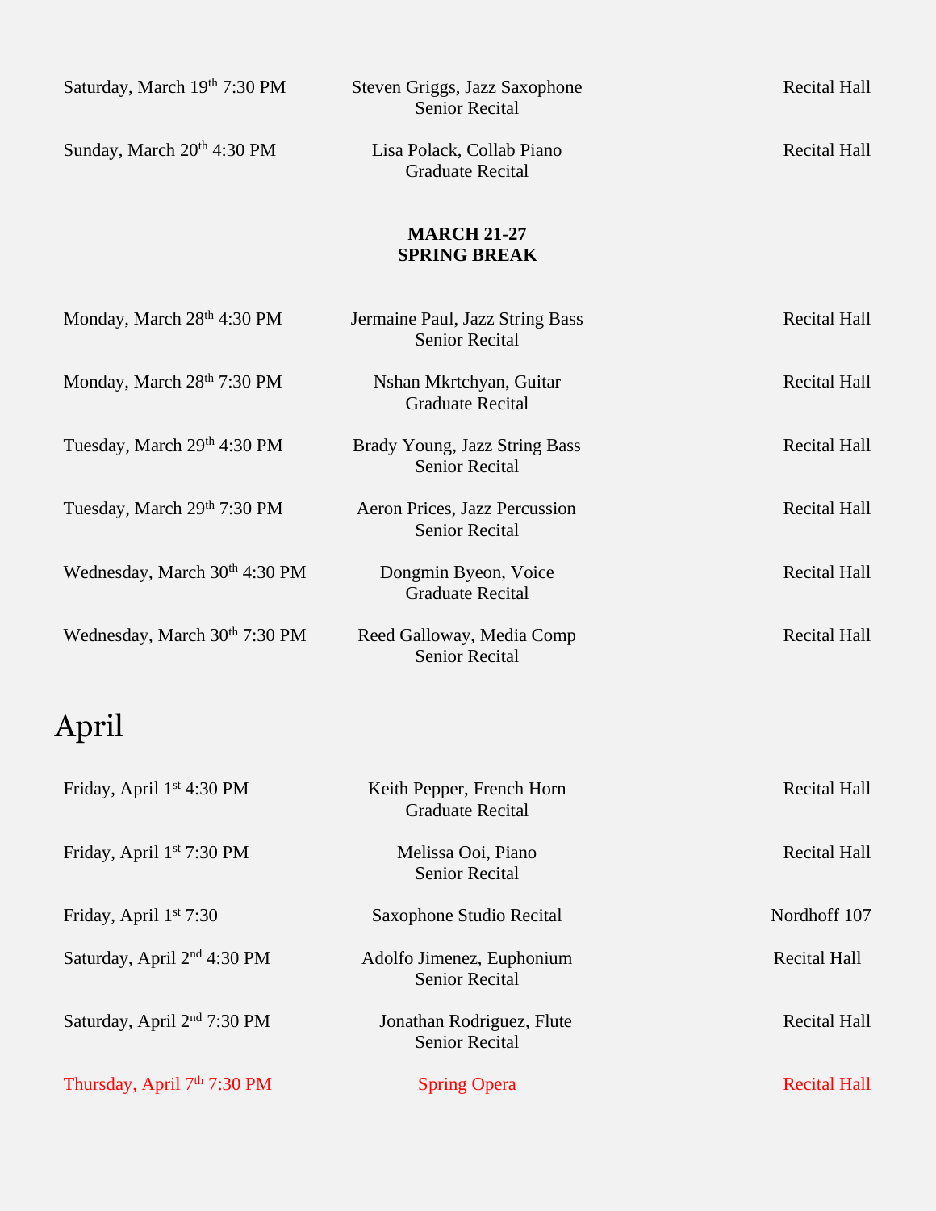Saturday, March 19th 7:30 PM — Steven Griggs, Jazz Saxophone, Senior Recital — Recital Hall

Sunday, March 20th 4:30 PM — Lisa Polack, Collab Piano, Graduate Recital — Recital Hall

**MARCH 21-27**
**SPRING BREAK**

Monday, March 28th 4:30 PM — Jermaine Paul, Jazz String Bass, Senior Recital — Recital Hall

Monday, March 28th 7:30 PM — Nshan Mkrtchyan, Guitar, Graduate Recital — Recital Hall

Tuesday, March 29th 4:30 PM — Brady Young, Jazz String Bass, Senior Recital — Recital Hall

Tuesday, March 29th 7:30 PM — Aeron Prices, Jazz Percussion, Senior Recital — Recital Hall

Wednesday, March 30th 4:30 PM — Dongmin Byeon, Voice, Graduate Recital — Recital Hall

Wednesday, March 30th 7:30 PM — Reed Galloway, Media Comp, Senior Recital — Recital Hall

## April

Friday, April 1st 4:30 PM — Keith Pepper, French Horn, Graduate Recital — Recital Hall

Friday, April 1st 7:30 PM — Melissa Ooi, Piano, Senior Recital — Recital Hall

Friday, April 1st 7:30 — Saxophone Studio Recital — Nordhoff 107

Saturday, April 2nd 4:30 PM — Adolfo Jimenez, Euphonium, Senior Recital — Recital Hall

Saturday, April 2nd 7:30 PM — Jonathan Rodriguez, Flute, Senior Recital — Recital Hall

Thursday, April 7th 7:30 PM — Spring Opera — Recital Hall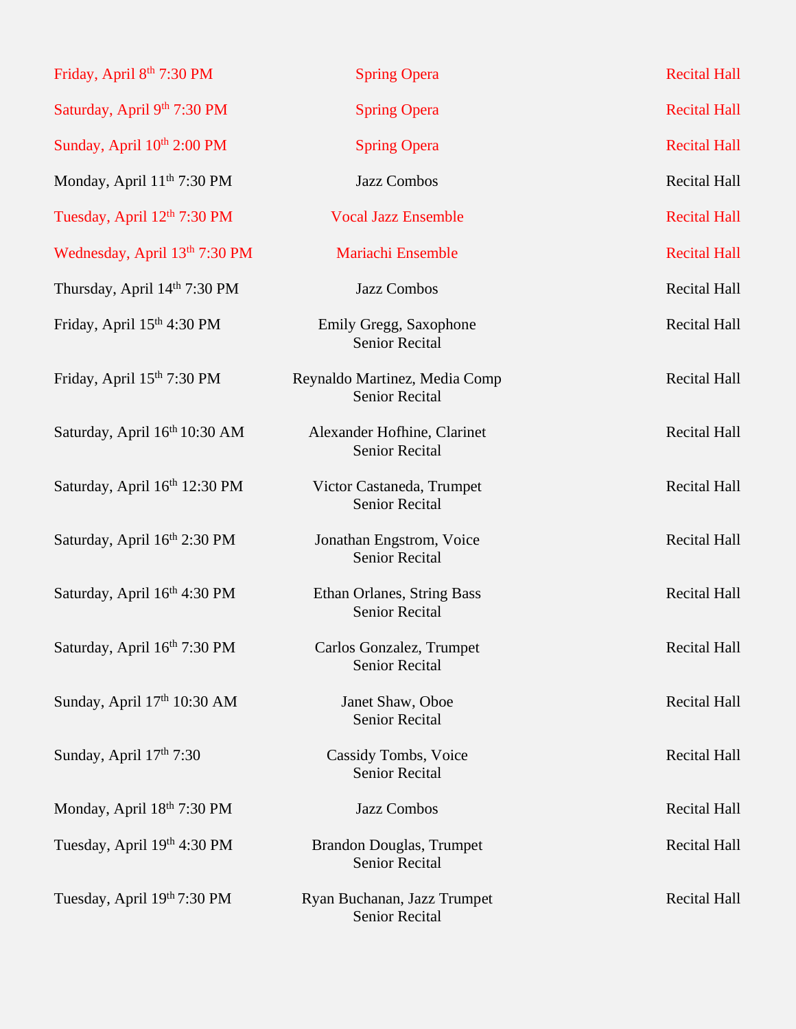| | | |
|---|---|---|
| Friday, April 8th 7:30 PM | Spring Opera | Recital Hall |
| Saturday, April 9th 7:30 PM | Spring Opera | Recital Hall |
| Sunday, April 10th 2:00 PM | Spring Opera | Recital Hall |
| Monday, April 11th 7:30 PM | Jazz Combos | Recital Hall |
| Tuesday, April 12th 7:30 PM | Vocal Jazz Ensemble | Recital Hall |
| Wednesday, April 13th 7:30 PM | Mariachi Ensemble | Recital Hall |
| Thursday, April 14th 7:30 PM | Jazz Combos | Recital Hall |
| Friday, April 15th 4:30 PM | Emily Gregg, Saxophone<br>Senior Recital | Recital Hall |
| Friday, April 15th 7:30 PM | Reynaldo Martinez, Media Comp<br>Senior Recital | Recital Hall |
| Saturday, April 16th 10:30 AM | Alexander Hofhine, Clarinet<br>Senior Recital | Recital Hall |
| Saturday, April 16th 12:30 PM | Victor Castaneda, Trumpet<br>Senior Recital | Recital Hall |
| Saturday, April 16th 2:30 PM | Jonathan Engstrom, Voice<br>Senior Recital | Recital Hall |
| Saturday, April 16th 4:30 PM | Ethan Orlanes, String Bass<br>Senior Recital | Recital Hall |
| Saturday, April 16th 7:30 PM | Carlos Gonzalez, Trumpet<br>Senior Recital | Recital Hall |
| Sunday, April 17th 10:30 AM | Janet Shaw, Oboe<br>Senior Recital | Recital Hall |
| Sunday, April 17th 7:30 | Cassidy Tombs, Voice<br>Senior Recital | Recital Hall |
| Monday, April 18th 7:30 PM | Jazz Combos | Recital Hall |
| Tuesday, April 19th 4:30 PM | Brandon Douglas, Trumpet<br>Senior Recital | Recital Hall |
| Tuesday, April 19th 7:30 PM | Ryan Buchanan, Jazz Trumpet<br>Senior Recital | Recital Hall |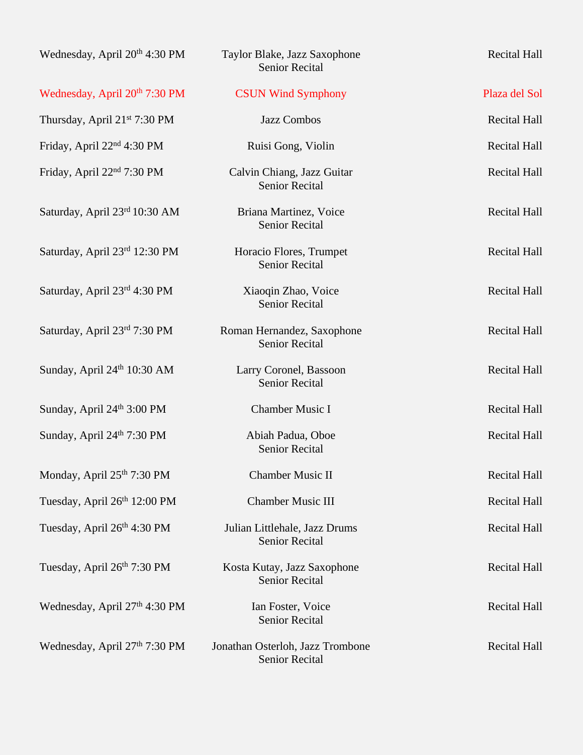| | | |
|---|---|---|
| Wednesday, April 20th 4:30 PM | Taylor Blake, Jazz Saxophone<br>Senior Recital | Recital Hall |
| Wednesday, April 20th 7:30 PM | CSUN Wind Symphony | Plaza del Sol |
| Thursday, April 21st 7:30 PM | Jazz Combos | Recital Hall |
| Friday, April 22nd 4:30 PM | Ruisi Gong, Violin | Recital Hall |
| Friday, April 22nd 7:30 PM | Calvin Chiang, Jazz Guitar<br>Senior Recital | Recital Hall |
| Saturday, April 23rd 10:30 AM | Briana Martinez, Voice<br>Senior Recital | Recital Hall |
| Saturday, April 23rd 12:30 PM | Horacio Flores, Trumpet<br>Senior Recital | Recital Hall |
| Saturday, April 23rd 4:30 PM | Xiaoqin Zhao, Voice<br>Senior Recital | Recital Hall |
| Saturday, April 23rd 7:30 PM | Roman Hernandez, Saxophone<br>Senior Recital | Recital Hall |
| Sunday, April 24th 10:30 AM | Larry Coronel, Bassoon<br>Senior Recital | Recital Hall |
| Sunday, April 24th 3:00 PM | Chamber Music I | Recital Hall |
| Sunday, April 24th 7:30 PM | Abiah Padua, Oboe<br>Senior Recital | Recital Hall |
| Monday, April 25th 7:30 PM | Chamber Music II | Recital Hall |
| Tuesday, April 26th 12:00 PM | Chamber Music III | Recital Hall |
| Tuesday, April 26th 4:30 PM | Julian Littlehale, Jazz Drums<br>Senior Recital | Recital Hall |
| Tuesday, April 26th 7:30 PM | Kosta Kutay, Jazz Saxophone<br>Senior Recital | Recital Hall |
| Wednesday, April 27th 4:30 PM | Ian Foster, Voice<br>Senior Recital | Recital Hall |
| Wednesday, April 27th 7:30 PM | Jonathan Osterloh, Jazz Trombone<br>Senior Recital | Recital Hall |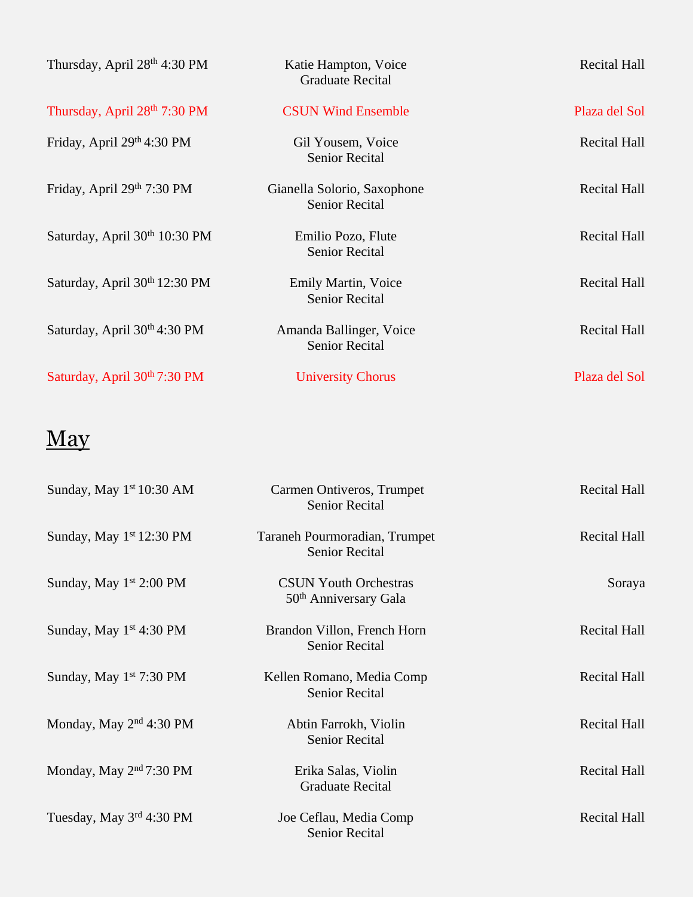| | | |
|---|---|---|
| Thursday, April 28th 4:30 PM | Katie Hampton, Voice<br>Graduate Recital | Recital Hall |
| Thursday, April 28th 7:30 PM | CSUN Wind Ensemble | Plaza del Sol |
| Friday, April 29th 4:30 PM | Gil Yousem, Voice<br>Senior Recital | Recital Hall |
| Friday, April 29th 7:30 PM | Gianella Solorio, Saxophone<br>Senior Recital | Recital Hall |
| Saturday, April 30th 10:30 PM | Emilio Pozo, Flute<br>Senior Recital | Recital Hall |
| Saturday, April 30th 12:30 PM | Emily Martin, Voice<br>Senior Recital | Recital Hall |
| Saturday, April 30th 4:30 PM | Amanda Ballinger, Voice<br>Senior Recital | Recital Hall |
| Saturday, April 30th 7:30 PM | University Chorus | Plaza del Sol |

# May

| | | |
|---|---|---|
| Sunday, May 1st 10:30 AM | Carmen Ontiveros, Trumpet<br>Senior Recital | Recital Hall |
| Sunday, May 1st 12:30 PM | Taraneh Pourmoradian, Trumpet<br>Senior Recital | Recital Hall |
| Sunday, May 1st 2:00 PM | CSUN Youth Orchestras<br>50th Anniversary Gala | Soraya |
| Sunday, May 1st 4:30 PM | Brandon Villon, French Horn<br>Senior Recital | Recital Hall |
| Sunday, May 1st 7:30 PM | Kellen Romano, Media Comp<br>Senior Recital | Recital Hall |
| Monday, May 2nd 4:30 PM | Abtin Farrokh, Violin<br>Senior Recital | Recital Hall |
| Monday, May 2nd 7:30 PM | Erika Salas, Violin<br>Graduate Recital | Recital Hall |
| Tuesday, May 3rd 4:30 PM | Joe Ceflau, Media Comp<br>Senior Recital | Recital Hall |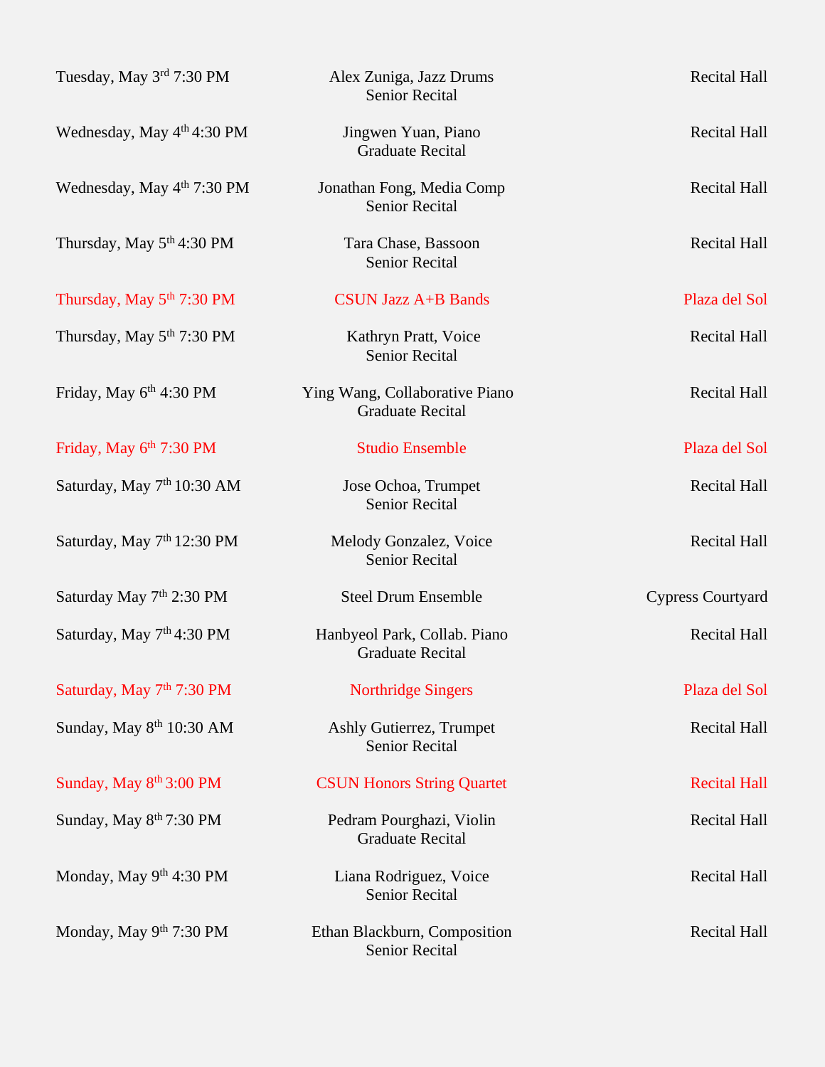| | | |
|---|---|---|
| Tuesday, May 3rd 7:30 PM | Alex Zuniga, Jazz Drums<br>Senior Recital | Recital Hall |
| Wednesday, May 4th 4:30 PM | Jingwen Yuan, Piano<br>Graduate Recital | Recital Hall |
| Wednesday, May 4th 7:30 PM | Jonathan Fong, Media Comp<br>Senior Recital | Recital Hall |
| Thursday, May 5th 4:30 PM | Tara Chase, Bassoon<br>Senior Recital | Recital Hall |
| Thursday, May 5th 7:30 PM | CSUN Jazz A+B Bands | Plaza del Sol |
| Thursday, May 5th 7:30 PM | Kathryn Pratt, Voice<br>Senior Recital | Recital Hall |
| Friday, May 6th 4:30 PM | Ying Wang, Collaborative Piano<br>Graduate Recital | Recital Hall |
| Friday, May 6th 7:30 PM | Studio Ensemble | Plaza del Sol |
| Saturday, May 7th 10:30 AM | Jose Ochoa, Trumpet<br>Senior Recital | Recital Hall |
| Saturday, May 7th 12:30 PM | Melody Gonzalez, Voice<br>Senior Recital | Recital Hall |
| Saturday May 7th 2:30 PM | Steel Drum Ensemble | Cypress Courtyard |
| Saturday, May 7th 4:30 PM | Hanbyeol Park, Collab. Piano<br>Graduate Recital | Recital Hall |
| Saturday, May 7th 7:30 PM | Northridge Singers | Plaza del Sol |
| Sunday, May 8th 10:30 AM | Ashly Gutierrez, Trumpet<br>Senior Recital | Recital Hall |
| Sunday, May 8th 3:00 PM | CSUN Honors String Quartet | Recital Hall |
| Sunday, May 8th 7:30 PM | Pedram Pourghazi, Violin<br>Graduate Recital | Recital Hall |
| Monday, May 9th 4:30 PM | Liana Rodriguez, Voice<br>Senior Recital | Recital Hall |
| Monday, May 9th 7:30 PM | Ethan Blackburn, Composition<br>Senior Recital | Recital Hall |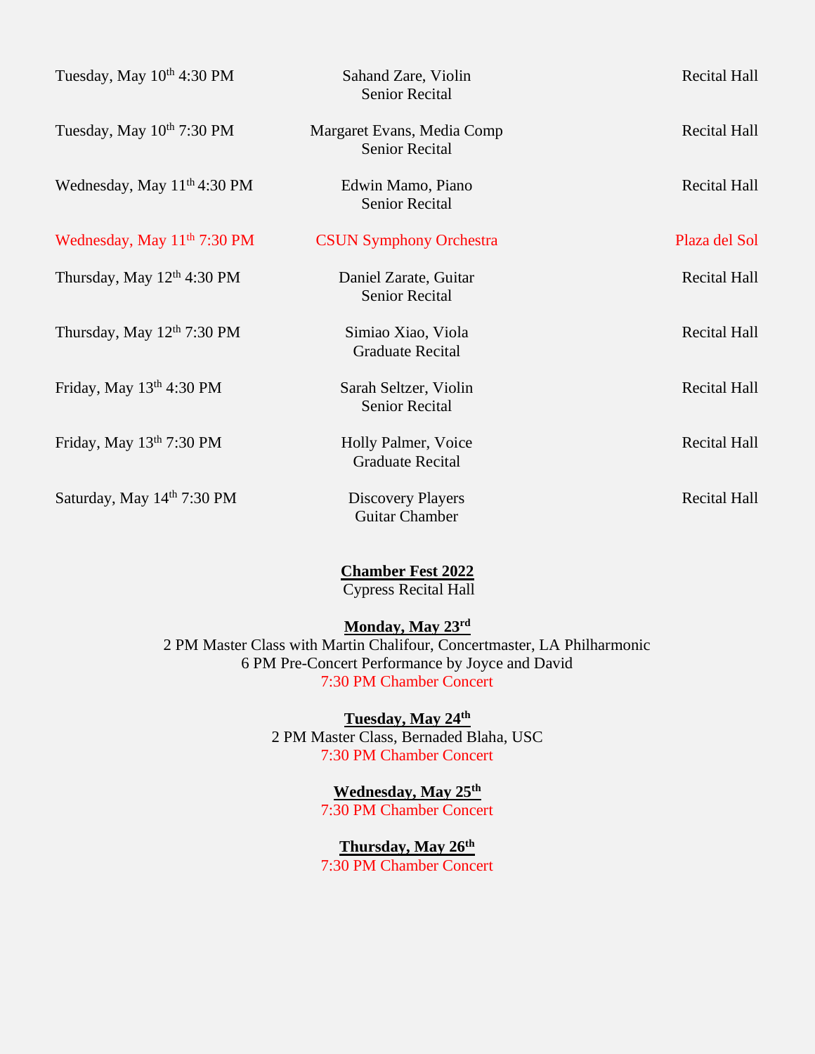| | | |
|---|---|---|
| Tuesday, May 10th 4:30 PM | Sahand Zare, Violin<br>Senior Recital | Recital Hall |
| Tuesday, May 10th 7:30 PM | Margaret Evans, Media Comp<br>Senior Recital | Recital Hall |
| Wednesday, May 11th 4:30 PM | Edwin Mamo, Piano<br>Senior Recital | Recital Hall |
| Wednesday, May 11th 7:30 PM | CSUN Symphony Orchestra | Plaza del Sol |
| Thursday, May 12th 4:30 PM | Daniel Zarate, Guitar<br>Senior Recital | Recital Hall |
| Thursday, May 12th 7:30 PM | Simiao Xiao, Viola<br>Graduate Recital | Recital Hall |
| Friday, May 13th 4:30 PM | Sarah Seltzer, Violin<br>Senior Recital | Recital Hall |
| Friday, May 13th 7:30 PM | Holly Palmer, Voice<br>Graduate Recital | Recital Hall |
| Saturday, May 14th 7:30 PM | Discovery Players<br>Guitar Chamber | Recital Hall |

**Chamber Fest 2022**
Cypress Recital Hall

**Monday, May 23rd**
2 PM Master Class with Martin Chalifour, Concertmaster, LA Philharmonic
6 PM Pre-Concert Performance by Joyce and David
7:30 PM Chamber Concert

**Tuesday, May 24th**
2 PM Master Class, Bernaded Blaha, USC
7:30 PM Chamber Concert

**Wednesday, May 25th**
7:30 PM Chamber Concert

**Thursday, May 26th**
7:30 PM Chamber Concert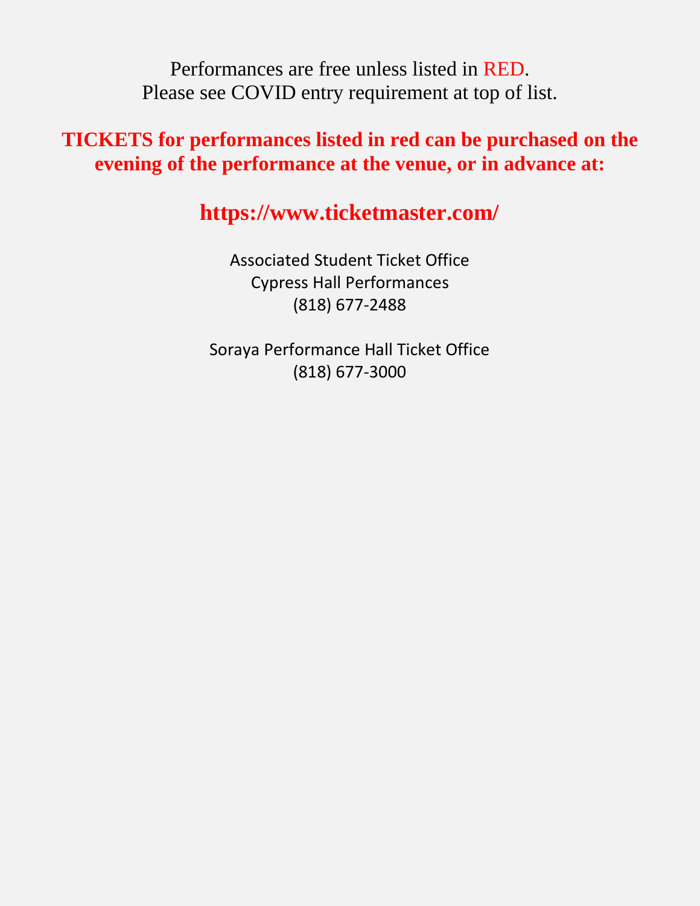Performances are free unless listed in RED.
Please see COVID entry requirement at top of list.

**TICKETS for performances listed in red can be purchased on the evening of the performance at the venue, or in advance at:**

**https://www.ticketmaster.com/**

Associated Student Ticket Office
Cypress Hall Performances
(818) 677-2488

Soraya Performance Hall Ticket Office
(818) 677-3000